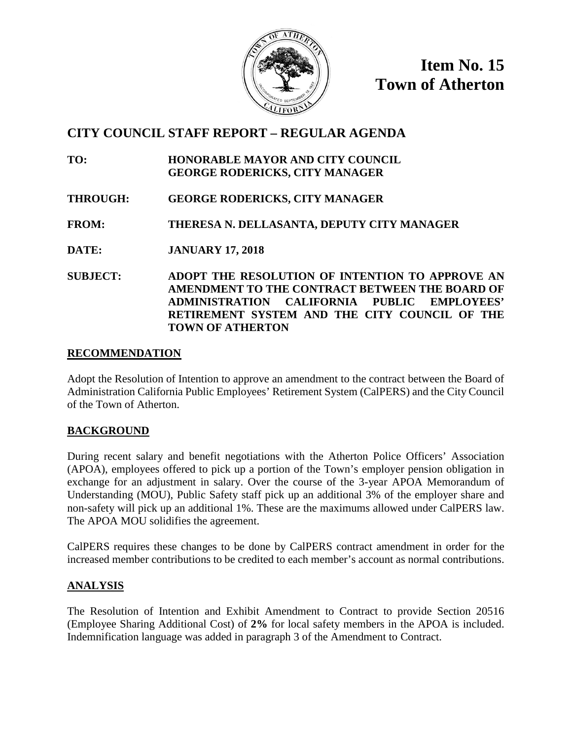**Item No. 15**
**Town of Atherton**

# CITY COUNCIL STAFF REPORT – REGULAR AGENDA

**TO:** HONORABLE MAYOR AND CITY COUNCIL
GEORGE RODERICKS, CITY MANAGER

**THROUGH:** GEORGE RODERICKS, CITY MANAGER

**FROM:** THERESA N. DELLASANTA, DEPUTY CITY MANAGER

**DATE:** JANUARY 17, 2018

**SUBJECT:** ADOPT THE RESOLUTION OF INTENTION TO APPROVE AN AMENDMENT TO THE CONTRACT BETWEEN THE BOARD OF ADMINISTRATION CALIFORNIA PUBLIC EMPLOYEES' RETIREMENT SYSTEM AND THE CITY COUNCIL OF THE TOWN OF ATHERTON

## RECOMMENDATION

Adopt the Resolution of Intention to approve an amendment to the contract between the Board of Administration California Public Employees' Retirement System (CalPERS) and the City Council of the Town of Atherton.

## BACKGROUND

During recent salary and benefit negotiations with the Atherton Police Officers' Association (APOA), employees offered to pick up a portion of the Town's employer pension obligation in exchange for an adjustment in salary. Over the course of the 3-year APOA Memorandum of Understanding (MOU), Public Safety staff pick up an additional 3% of the employer share and non-safety will pick up an additional 1%. These are the maximums allowed under CalPERS law. The APOA MOU solidifies the agreement.

CalPERS requires these changes to be done by CalPERS contract amendment in order for the increased member contributions to be credited to each member's account as normal contributions.

## ANALYSIS

The Resolution of Intention and Exhibit Amendment to Contract to provide Section 20516 (Employee Sharing Additional Cost) of **2%** for local safety members in the APOA is included. Indemnification language was added in paragraph 3 of the Amendment to Contract.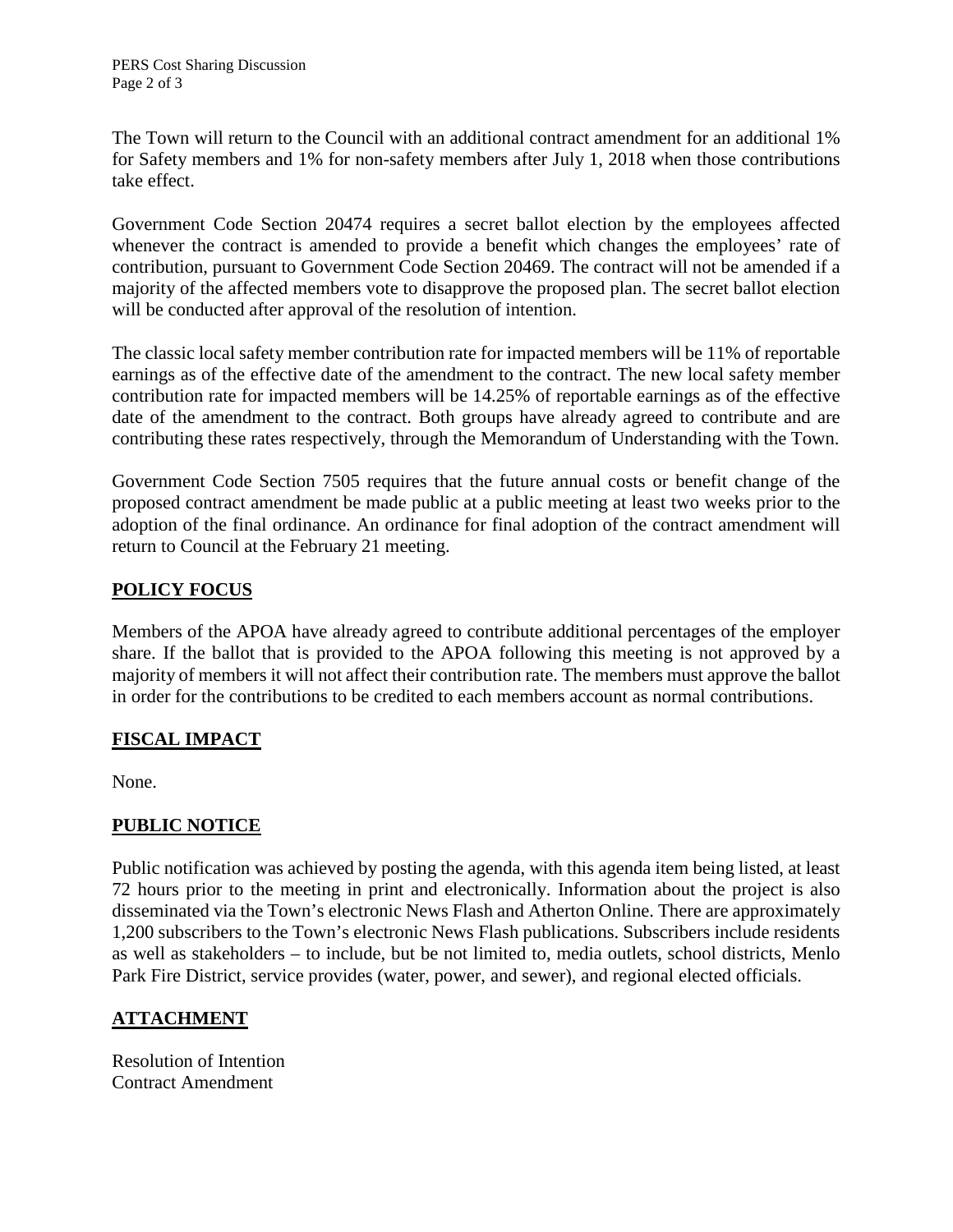The Town will return to the Council with an additional contract amendment for an additional 1% for Safety members and 1% for non-safety members after July 1, 2018 when those contributions take effect.

Government Code Section 20474 requires a secret ballot election by the employees affected whenever the contract is amended to provide a benefit which changes the employees' rate of contribution, pursuant to Government Code Section 20469. The contract will not be amended if a majority of the affected members vote to disapprove the proposed plan. The secret ballot election will be conducted after approval of the resolution of intention.

The classic local safety member contribution rate for impacted members will be 11% of reportable earnings as of the effective date of the amendment to the contract. The new local safety member contribution rate for impacted members will be 14.25% of reportable earnings as of the effective date of the amendment to the contract. Both groups have already agreed to contribute and are contributing these rates respectively, through the Memorandum of Understanding with the Town.

Government Code Section 7505 requires that the future annual costs or benefit change of the proposed contract amendment be made public at a public meeting at least two weeks prior to the adoption of the final ordinance. An ordinance for final adoption of the contract amendment will return to Council at the February 21 meeting.

## POLICY FOCUS

Members of the APOA have already agreed to contribute additional percentages of the employer share. If the ballot that is provided to the APOA following this meeting is not approved by a majority of members it will not affect their contribution rate. The members must approve the ballot in order for the contributions to be credited to each members account as normal contributions.

## FISCAL IMPACT

None.

## PUBLIC NOTICE

Public notification was achieved by posting the agenda, with this agenda item being listed, at least 72 hours prior to the meeting in print and electronically. Information about the project is also disseminated via the Town's electronic News Flash and Atherton Online. There are approximately 1,200 subscribers to the Town's electronic News Flash publications. Subscribers include residents as well as stakeholders – to include, but be not limited to, media outlets, school districts, Menlo Park Fire District, service provides (water, power, and sewer), and regional elected officials.

## ATTACHMENT

Resolution of Intention
Contract Amendment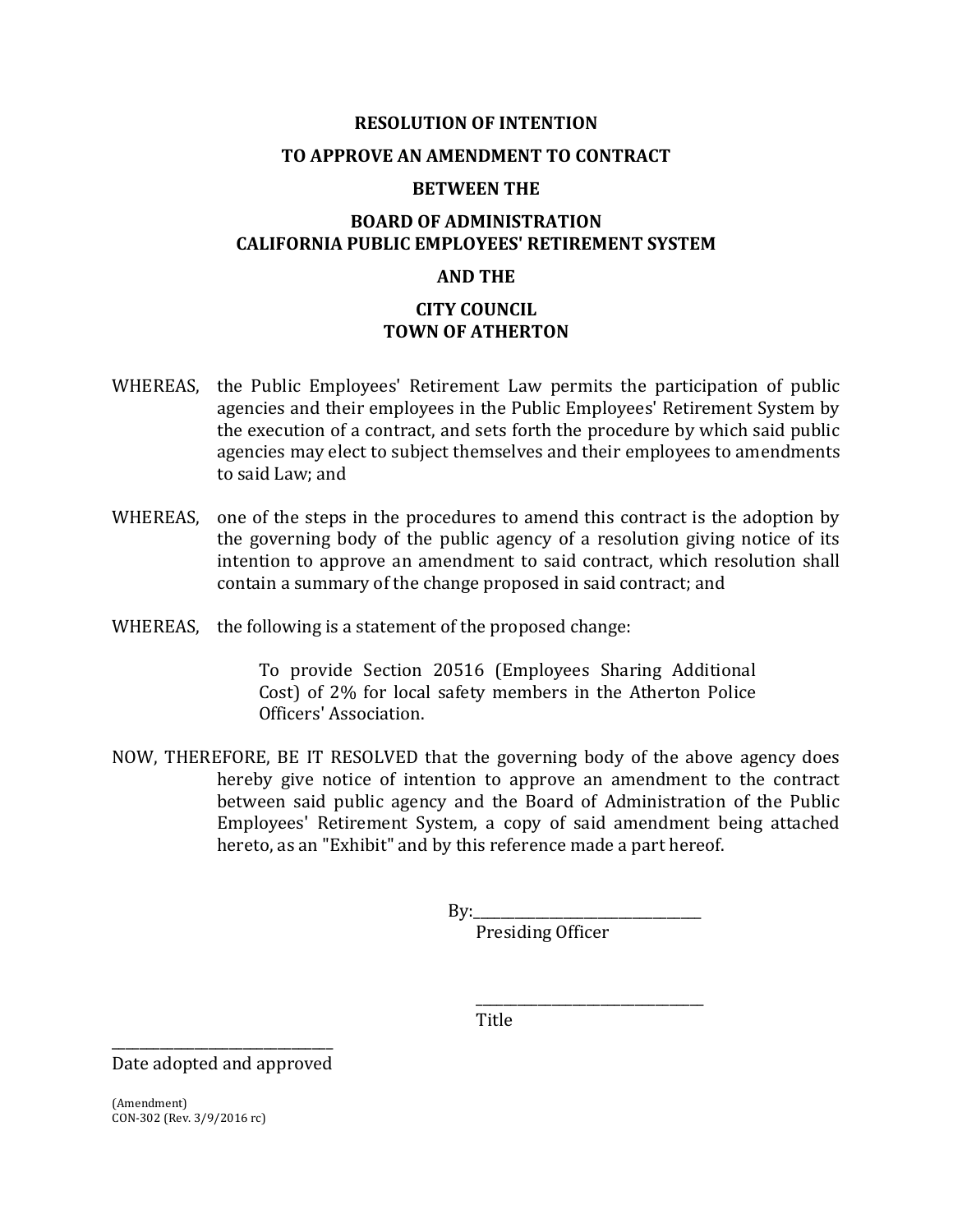# RESOLUTION OF INTENTION

## TO APPROVE AN AMENDMENT TO CONTRACT

## BETWEEN THE

## BOARD OF ADMINISTRATION CALIFORNIA PUBLIC EMPLOYEES' RETIREMENT SYSTEM

## AND THE

## CITY COUNCIL TOWN OF ATHERTON

WHEREAS, the Public Employees' Retirement Law permits the participation of public agencies and their employees in the Public Employees' Retirement System by the execution of a contract, and sets forth the procedure by which said public agencies may elect to subject themselves and their employees to amendments to said Law; and

WHEREAS, one of the steps in the procedures to amend this contract is the adoption by the governing body of the public agency of a resolution giving notice of its intention to approve an amendment to said contract, which resolution shall contain a summary of the change proposed in said contract; and

WHEREAS, the following is a statement of the proposed change:

> To provide Section 20516 (Employees Sharing Additional Cost) of 2% for local safety members in the Atherton Police Officers' Association.

NOW, THEREFORE, BE IT RESOLVED that the governing body of the above agency does hereby give notice of intention to approve an amendment to the contract between said public agency and the Board of Administration of the Public Employees' Retirement System, a copy of said amendment being attached hereto, as an "Exhibit" and by this reference made a part hereof.

By:\_\_\_\_\_\_\_\_\_\_\_\_\_\_\_\_\_\_\_\_\_\_\_\_\_\_\_\_\_\_
Presiding Officer

\_\_\_\_\_\_\_\_\_\_\_\_\_\_\_\_\_\_\_\_\_\_\_\_\_\_\_\_\_\_
Title

\_\_\_\_\_\_\_\_\_\_\_\_\_\_\_\_\_\_\_\_\_\_\_\_\_\_\_\_\_\_
Date adopted and approved

(Amendment)
CON-302 (Rev. 3/9/2016 rc)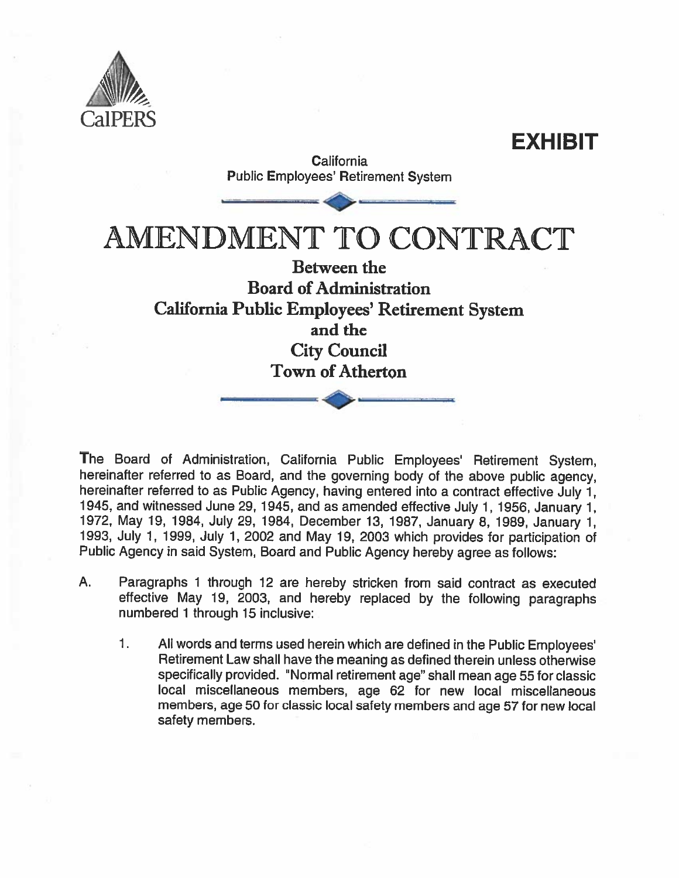CalPERS

**EXHIBIT**

California
Public Employees' Retirement System

# AMENDMENT TO CONTRACT

## Between the
## Board of Administration
## California Public Employees' Retirement System
## and the
## City Council
## Town of Atherton

The Board of Administration, California Public Employees' Retirement System, hereinafter referred to as Board, and the governing body of the above public agency, hereinafter referred to as Public Agency, having entered into a contract effective July 1, 1945, and witnessed June 29, 1945, and as amended effective July 1, 1956, January 1, 1972, May 19, 1984, July 29, 1984, December 13, 1987, January 8, 1989, January 1, 1993, July 1, 1999, July 1, 2002 and May 19, 2003 which provides for participation of Public Agency in said System, Board and Public Agency hereby agree as follows:

A. Paragraphs 1 through 12 are hereby stricken from said contract as executed effective May 19, 2003, and hereby replaced by the following paragraphs numbered 1 through 15 inclusive:

    1. All words and terms used herein which are defined in the Public Employees' Retirement Law shall have the meaning as defined therein unless otherwise specifically provided. "Normal retirement age" shall mean age 55 for classic local miscellaneous members, age 62 for new local miscellaneous members, age 50 for classic local safety members and age 57 for new local safety members.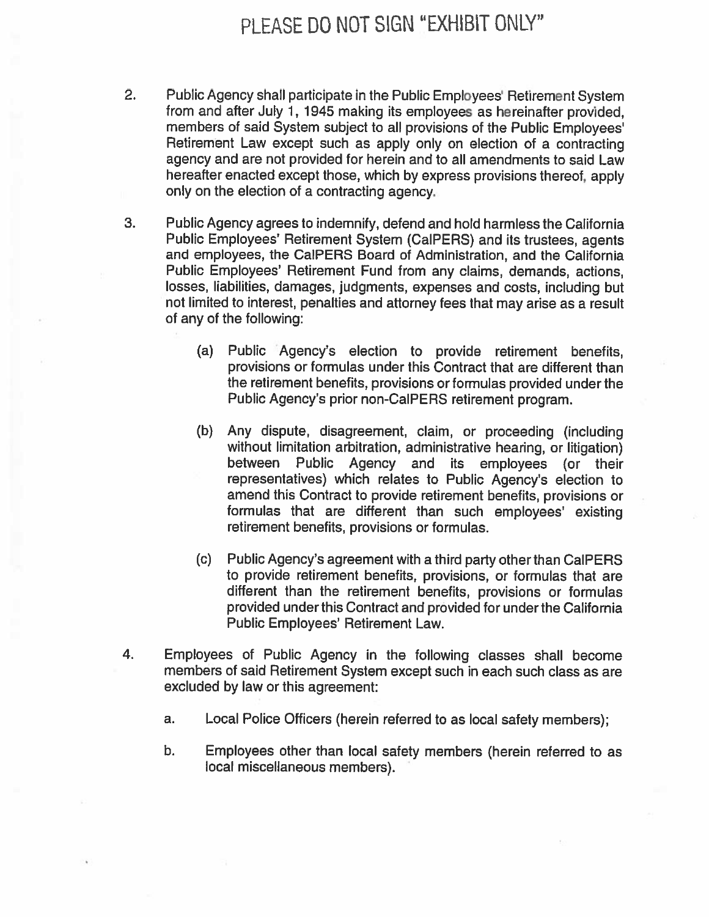PLEASE DO NOT SIGN "EXHIBIT ONLY"

2. Public Agency shall participate in the Public Employees' Retirement System from and after July 1, 1945 making its employees as hereinafter provided, members of said System subject to all provisions of the Public Employees' Retirement Law except such as apply only on election of a contracting agency and are not provided for herein and to all amendments to said Law hereafter enacted except those, which by express provisions thereof, apply only on the election of a contracting agency.

3. Public Agency agrees to indemnify, defend and hold harmless the California Public Employees' Retirement System (CalPERS) and its trustees, agents and employees, the CalPERS Board of Administration, and the California Public Employees' Retirement Fund from any claims, demands, actions, losses, liabilities, damages, judgments, expenses and costs, including but not limited to interest, penalties and attorney fees that may arise as a result of any of the following:

   (a) Public Agency's election to provide retirement benefits, provisions or formulas under this Contract that are different than the retirement benefits, provisions or formulas provided under the Public Agency's prior non-CalPERS retirement program.

   (b) Any dispute, disagreement, claim, or proceeding (including without limitation arbitration, administrative hearing, or litigation) between Public Agency and its employees (or their representatives) which relates to Public Agency's election to amend this Contract to provide retirement benefits, provisions or formulas that are different than such employees' existing retirement benefits, provisions or formulas.

   (c) Public Agency's agreement with a third party other than CalPERS to provide retirement benefits, provisions, or formulas that are different than the retirement benefits, provisions or formulas provided under this Contract and provided for under the California Public Employees' Retirement Law.

4. Employees of Public Agency in the following classes shall become members of said Retirement System except such in each such class as are excluded by law or this agreement:

   a. Local Police Officers (herein referred to as local safety members);

   b. Employees other than local safety members (herein referred to as local miscellaneous members).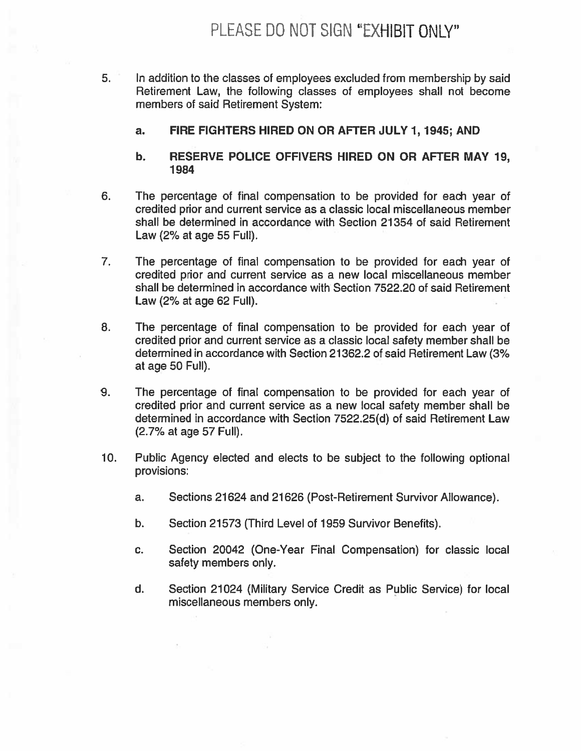PLEASE DO NOT SIGN "EXHIBIT ONLY"

5. In addition to the classes of employees excluded from membership by said Retirement Law, the following classes of employees shall not become members of said Retirement System:

   a. **FIRE FIGHTERS HIRED ON OR AFTER JULY 1, 1945; AND**

   b. **RESERVE POLICE OFFIVERS HIRED ON OR AFTER MAY 19, 1984**

6. The percentage of final compensation to be provided for each year of credited prior and current service as a classic local miscellaneous member shall be determined in accordance with Section 21354 of said Retirement Law (2% at age 55 Full).

7. The percentage of final compensation to be provided for each year of credited prior and current service as a new local miscellaneous member shall be determined in accordance with Section 7522.20 of said Retirement Law (2% at age 62 Full).

8. The percentage of final compensation to be provided for each year of credited prior and current service as a classic local safety member shall be determined in accordance with Section 21362.2 of said Retirement Law (3% at age 50 Full).

9. The percentage of final compensation to be provided for each year of credited prior and current service as a new local safety member shall be determined in accordance with Section 7522.25(d) of said Retirement Law (2.7% at age 57 Full).

10. Public Agency elected and elects to be subject to the following optional provisions:

    a. Sections 21624 and 21626 (Post-Retirement Survivor Allowance).

    b. Section 21573 (Third Level of 1959 Survivor Benefits).

    c. Section 20042 (One-Year Final Compensation) for classic local safety members only.

    d. Section 21024 (Military Service Credit as Public Service) for local miscellaneous members only.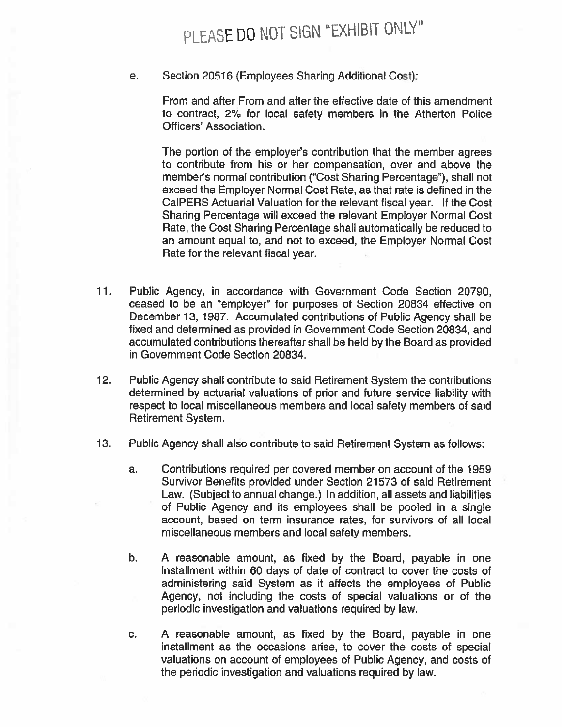PLEASE DO NOT SIGN "EXHIBIT ONLY"

e. Section 20516 (Employees Sharing Additional Cost):

From and after From and after the effective date of this amendment to contract, 2% for local safety members in the Atherton Police Officers' Association.

The portion of the employer's contribution that the member agrees to contribute from his or her compensation, over and above the member's normal contribution ("Cost Sharing Percentage"), shall not exceed the Employer Normal Cost Rate, as that rate is defined in the CalPERS Actuarial Valuation for the relevant fiscal year. If the Cost Sharing Percentage will exceed the relevant Employer Normal Cost Rate, the Cost Sharing Percentage shall automatically be reduced to an amount equal to, and not to exceed, the Employer Normal Cost Rate for the relevant fiscal year.

11. Public Agency, in accordance with Government Code Section 20790, ceased to be an "employer" for purposes of Section 20834 effective on December 13, 1987. Accumulated contributions of Public Agency shall be fixed and determined as provided in Government Code Section 20834, and accumulated contributions thereafter shall be held by the Board as provided in Government Code Section 20834.

12. Public Agency shall contribute to said Retirement System the contributions determined by actuarial valuations of prior and future service liability with respect to local miscellaneous members and local safety members of said Retirement System.

13. Public Agency shall also contribute to said Retirement System as follows:

    a. Contributions required per covered member on account of the 1959 Survivor Benefits provided under Section 21573 of said Retirement Law. (Subject to annual change.) In addition, all assets and liabilities of Public Agency and its employees shall be pooled in a single account, based on term insurance rates, for survivors of all local miscellaneous members and local safety members.

    b. A reasonable amount, as fixed by the Board, payable in one installment within 60 days of date of contract to cover the costs of administering said System as it affects the employees of Public Agency, not including the costs of special valuations or of the periodic investigation and valuations required by law.

    c. A reasonable amount, as fixed by the Board, payable in one installment as the occasions arise, to cover the costs of special valuations on account of employees of Public Agency, and costs of the periodic investigation and valuations required by law.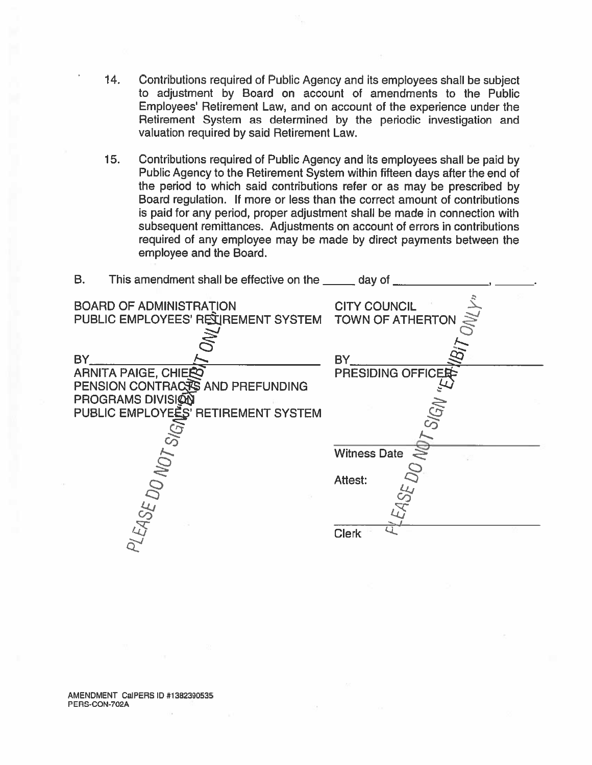14. Contributions required of Public Agency and its employees shall be subject to adjustment by Board on account of amendments to the Public Employees' Retirement Law, and on account of the experience under the Retirement System as determined by the periodic investigation and valuation required by said Retirement Law.

15. Contributions required of Public Agency and its employees shall be paid by Public Agency to the Retirement System within fifteen days after the end of the period to which said contributions refer or as may be prescribed by Board regulation. If more or less than the correct amount of contributions is paid for any period, proper adjustment shall be made in connection with subsequent remittances. Adjustments on account of errors in contributions required of any employee may be made by direct payments between the employee and the Board.

B. This amendment shall be effective on the _____ day of _______________, ______.

BOARD OF ADMINISTRATION
PUBLIC EMPLOYEES' RETIREMENT SYSTEM

BY_______________________________
ARNITA PAIGE, CHIEF
PENSION CONTRACTS AND PREFUNDING
PROGRAMS DIVISION
PUBLIC EMPLOYEES' RETIREMENT SYSTEM

CITY COUNCIL
TOWN OF ATHERTON

BY_______________________________
PRESIDING OFFICER

_______________________________
Witness Date

Attest:

_______________________________
Clerk

PLEASE DO NOT SIGN "EXHIBIT ONLY"

PLEASE DO NOT SIGN "EXHIBIT ONLY"

AMENDMENT CalPERS ID #1382390535
PERS-CON-702A